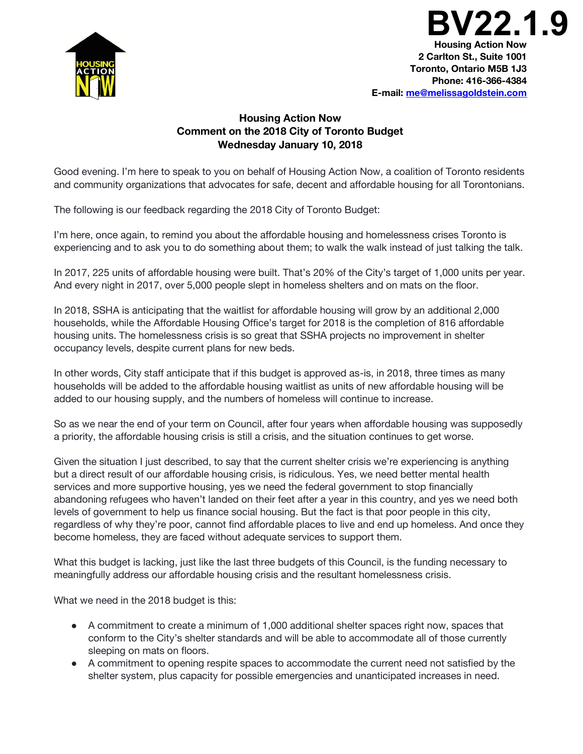**BV22.1.9**

**Housing Action Now**
**2 Carlton St., Suite 1001**
**Toronto, Ontario M5B 1J3**
**Phone: 416-366-4384**
**E-mail: me@melissagoldstein.com**

# Housing Action Now
## Comment on the 2018 City of Toronto Budget
### Wednesday January 10, 2018

Good evening. I'm here to speak to you on behalf of Housing Action Now, a coalition of Toronto residents and community organizations that advocates for safe, decent and affordable housing for all Torontonians.

The following is our feedback regarding the 2018 City of Toronto Budget:

I'm here, once again, to remind you about the affordable housing and homelessness crises Toronto is experiencing and to ask you to do something about them; to walk the walk instead of just talking the talk.

In 2017, 225 units of affordable housing were built. That's 20% of the City's target of 1,000 units per year. And every night in 2017, over 5,000 people slept in homeless shelters and on mats on the floor.

In 2018, SSHA is anticipating that the waitlist for affordable housing will grow by an additional 2,000 households, while the Affordable Housing Office's target for 2018 is the completion of 816 affordable housing units. The homelessness crisis is so great that SSHA projects no improvement in shelter occupancy levels, despite current plans for new beds.

In other words, City staff anticipate that if this budget is approved as-is, in 2018, three times as many households will be added to the affordable housing waitlist as units of new affordable housing will be added to our housing supply, and the numbers of homeless will continue to increase.

So as we near the end of your term on Council, after four years when affordable housing was supposedly a priority, the affordable housing crisis is still a crisis, and the situation continues to get worse.

Given the situation I just described, to say that the current shelter crisis we're experiencing is anything but a direct result of our affordable housing crisis, is ridiculous. Yes, we need better mental health services and more supportive housing, yes we need the federal government to stop financially abandoning refugees who haven't landed on their feet after a year in this country, and yes we need both levels of government to help us finance social housing. But the fact is that poor people in this city, regardless of why they're poor, cannot find affordable places to live and end up homeless. And once they become homeless, they are faced without adequate services to support them.

What this budget is lacking, just like the last three budgets of this Council, is the funding necessary to meaningfully address our affordable housing crisis and the resultant homelessness crisis.

What we need in the 2018 budget is this:

- A commitment to create a minimum of 1,000 additional shelter spaces right now, spaces that conform to the City's shelter standards and will be able to accommodate all of those currently sleeping on mats on floors.
- A commitment to opening respite spaces to accommodate the current need not satisfied by the shelter system, plus capacity for possible emergencies and unanticipated increases in need.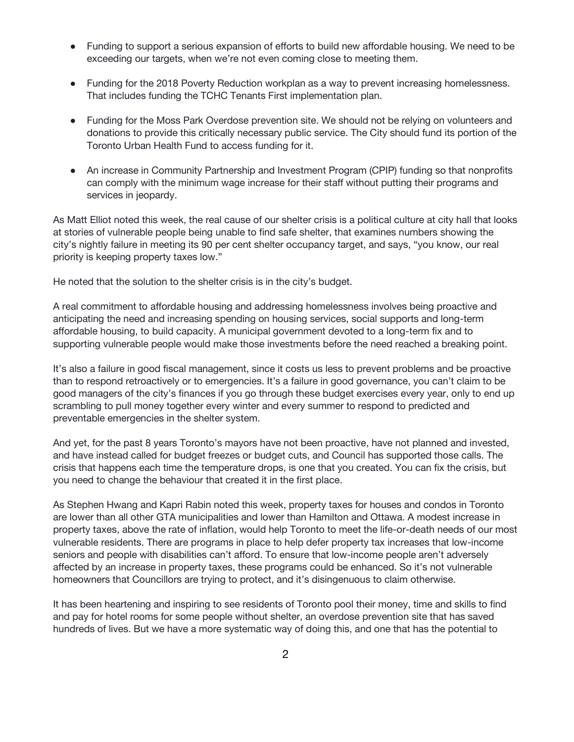- Funding to support a serious expansion of efforts to build new affordable housing. We need to be exceeding our targets, when we're not even coming close to meeting them.

- Funding for the 2018 Poverty Reduction workplan as a way to prevent increasing homelessness. That includes funding the TCHC Tenants First implementation plan.

- Funding for the Moss Park Overdose prevention site. We should not be relying on volunteers and donations to provide this critically necessary public service. The City should fund its portion of the Toronto Urban Health Fund to access funding for it.

- An increase in Community Partnership and Investment Program (CPIP) funding so that nonprofits can comply with the minimum wage increase for their staff without putting their programs and services in jeopardy.

As Matt Elliot noted this week, the real cause of our shelter crisis is a political culture at city hall that looks at stories of vulnerable people being unable to find safe shelter, that examines numbers showing the city's nightly failure in meeting its 90 per cent shelter occupancy target, and says, "you know, our real priority is keeping property taxes low."

He noted that the solution to the shelter crisis is in the city's budget.

A real commitment to affordable housing and addressing homelessness involves being proactive and anticipating the need and increasing spending on housing services, social supports and long-term affordable housing, to build capacity. A municipal government devoted to a long-term fix and to supporting vulnerable people would make those investments before the need reached a breaking point.

It's also a failure in good fiscal management, since it costs us less to prevent problems and be proactive than to respond retroactively or to emergencies. It's a failure in good governance, you can't claim to be good managers of the city's finances if you go through these budget exercises every year, only to end up scrambling to pull money together every winter and every summer to respond to predicted and preventable emergencies in the shelter system.

And yet, for the past 8 years Toronto's mayors have not been proactive, have not planned and invested, and have instead called for budget freezes or budget cuts, and Council has supported those calls. The crisis that happens each time the temperature drops, is one that you created. You can fix the crisis, but you need to change the behaviour that created it in the first place.

As Stephen Hwang and Kapri Rabin noted this week, property taxes for houses and condos in Toronto are lower than all other GTA municipalities and lower than Hamilton and Ottawa. A modest increase in property taxes, above the rate of inflation, would help Toronto to meet the life-or-death needs of our most vulnerable residents. There are programs in place to help defer property tax increases that low-income seniors and people with disabilities can't afford. To ensure that low-income people aren't adversely affected by an increase in property taxes, these programs could be enhanced. So it's not vulnerable homeowners that Councillors are trying to protect, and it's disingenuous to claim otherwise.

It has been heartening and inspiring to see residents of Toronto pool their money, time and skills to find and pay for hotel rooms for some people without shelter, an overdose prevention site that has saved hundreds of lives. But we have a more systematic way of doing this, and one that has the potential to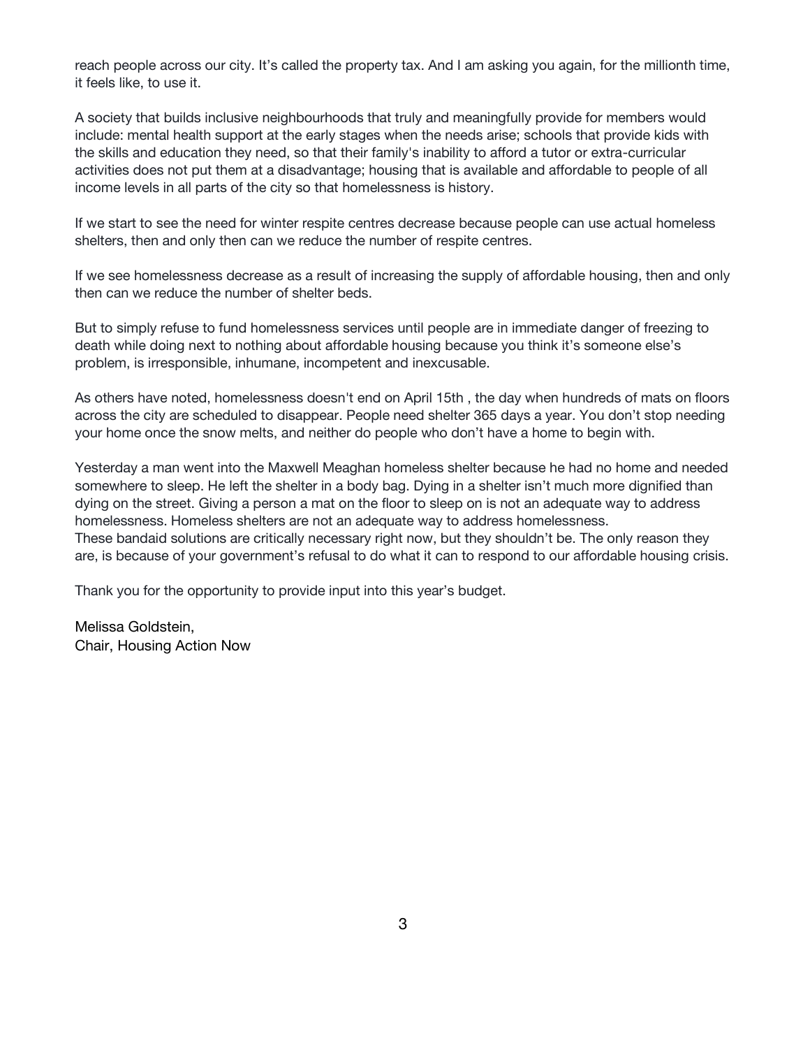reach people across our city. It's called the property tax. And I am asking you again, for the millionth time, it feels like, to use it.

A society that builds inclusive neighbourhoods that truly and meaningfully provide for members would include: mental health support at the early stages when the needs arise; schools that provide kids with the skills and education they need, so that their family's inability to afford a tutor or extra-curricular activities does not put them at a disadvantage; housing that is available and affordable to people of all income levels in all parts of the city so that homelessness is history.

If we start to see the need for winter respite centres decrease because people can use actual homeless shelters, then and only then can we reduce the number of respite centres.

If we see homelessness decrease as a result of increasing the supply of affordable housing, then and only then can we reduce the number of shelter beds.

But to simply refuse to fund homelessness services until people are in immediate danger of freezing to death while doing next to nothing about affordable housing because you think it's someone else's problem, is irresponsible, inhumane, incompetent and inexcusable.

As others have noted, homelessness doesn't end on April 15th , the day when hundreds of mats on floors across the city are scheduled to disappear. People need shelter 365 days a year. You don't stop needing your home once the snow melts, and neither do people who don't have a home to begin with.

Yesterday a man went into the Maxwell Meaghan homeless shelter because he had no home and needed somewhere to sleep. He left the shelter in a body bag. Dying in a shelter isn't much more dignified than dying on the street. Giving a person a mat on the floor to sleep on is not an adequate way to address homelessness. Homeless shelters are not an adequate way to address homelessness.
These bandaid solutions are critically necessary right now, but they shouldn't be. The only reason they are, is because of your government's refusal to do what it can to respond to our affordable housing crisis.

Thank you for the opportunity to provide input into this year's budget.

Melissa Goldstein,
Chair, Housing Action Now